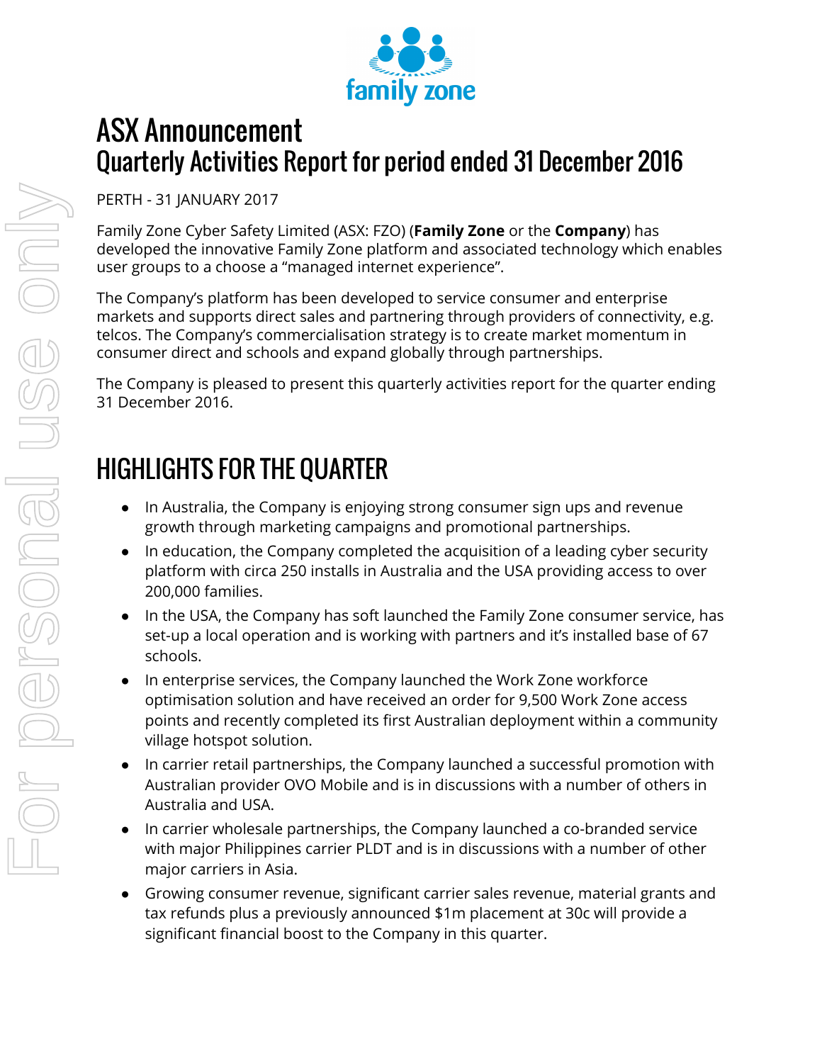# ASX Announcement
# Quarterly Activities Report for period ended 31 December 2016

PERTH - 31 JANUARY 2017

Family Zone Cyber Safety Limited (ASX: FZO) (**Family Zone** or the **Company**) has developed the innovative Family Zone platform and associated technology which enables user groups to a choose a "managed internet experience".

The Company's platform has been developed to service consumer and enterprise markets and supports direct sales and partnering through providers of connectivity, e.g. telcos. The Company's commercialisation strategy is to create market momentum in consumer direct and schools and expand globally through partnerships.

The Company is pleased to present this quarterly activities report for the quarter ending 31 December 2016.

## HIGHLIGHTS FOR THE QUARTER

- In Australia, the Company is enjoying strong consumer sign ups and revenue growth through marketing campaigns and promotional partnerships.
- In education, the Company completed the acquisition of a leading cyber security platform with circa 250 installs in Australia and the USA providing access to over 200,000 families.
- In the USA, the Company has soft launched the Family Zone consumer service, has set-up a local operation and is working with partners and it's installed base of 67 schools.
- In enterprise services, the Company launched the Work Zone workforce optimisation solution and have received an order for 9,500 Work Zone access points and recently completed its first Australian deployment within a community village hotspot solution.
- In carrier retail partnerships, the Company launched a successful promotion with Australian provider OVO Mobile and is in discussions with a number of others in Australia and USA.
- In carrier wholesale partnerships, the Company launched a co-branded service with major Philippines carrier PLDT and is in discussions with a number of other major carriers in Asia.
- Growing consumer revenue, significant carrier sales revenue, material grants and tax refunds plus a previously announced $1m placement at 30c will provide a significant financial boost to the Company in this quarter.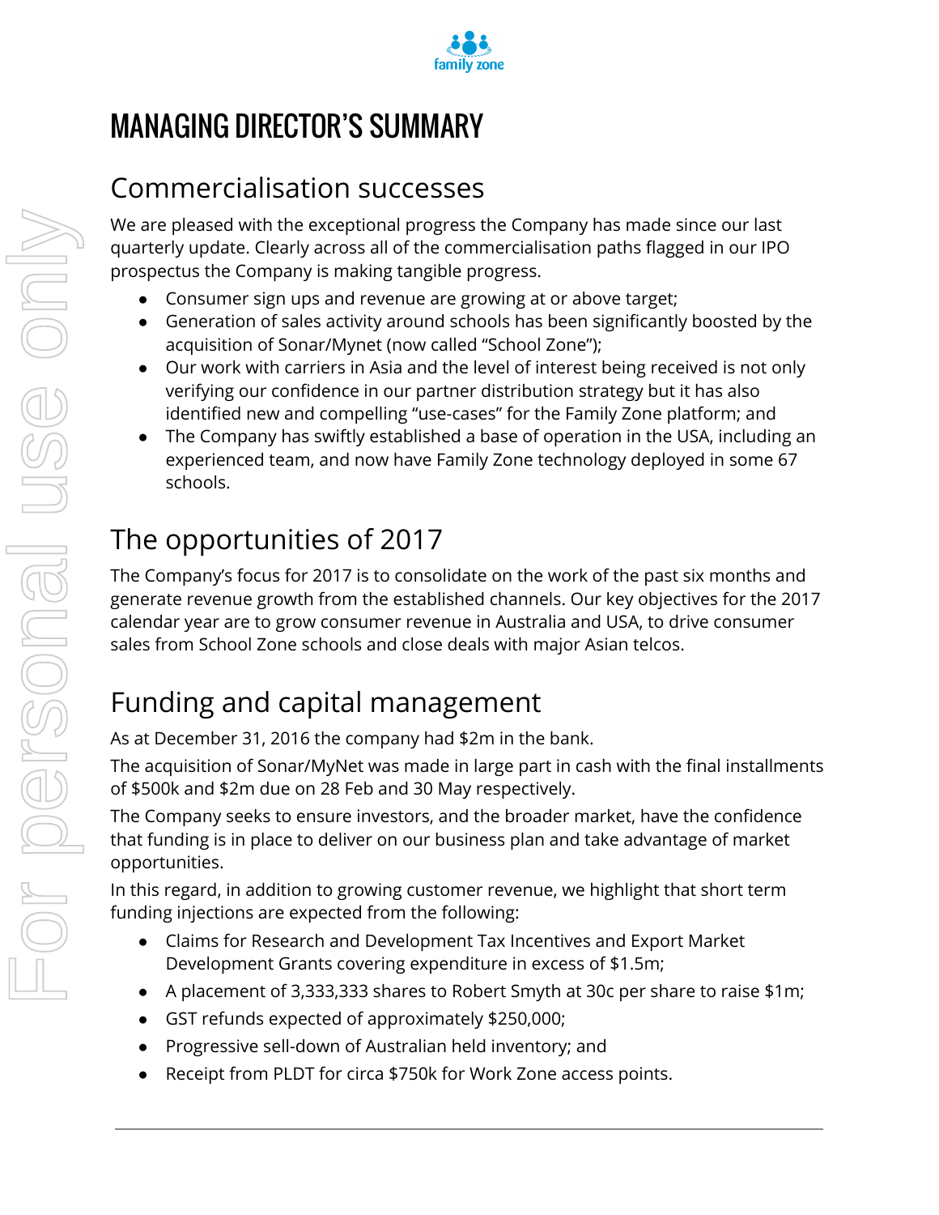# MANAGING DIRECTOR'S SUMMARY

## Commercialisation successes

We are pleased with the exceptional progress the Company has made since our last quarterly update. Clearly across all of the commercialisation paths flagged in our IPO prospectus the Company is making tangible progress.

- Consumer sign ups and revenue are growing at or above target;
- Generation of sales activity around schools has been significantly boosted by the acquisition of Sonar/Mynet (now called "School Zone");
- Our work with carriers in Asia and the level of interest being received is not only verifying our confidence in our partner distribution strategy but it has also identified new and compelling "use-cases" for the Family Zone platform; and
- The Company has swiftly established a base of operation in the USA, including an experienced team, and now have Family Zone technology deployed in some 67 schools.

## The opportunities of 2017

The Company's focus for 2017 is to consolidate on the work of the past six months and generate revenue growth from the established channels. Our key objectives for the 2017 calendar year are to grow consumer revenue in Australia and USA, to drive consumer sales from School Zone schools and close deals with major Asian telcos.

## Funding and capital management

As at December 31, 2016 the company had $2m in the bank.

The acquisition of Sonar/MyNet was made in large part in cash with the final installments of $500k and $2m due on 28 Feb and 30 May respectively.

The Company seeks to ensure investors, and the broader market, have the confidence that funding is in place to deliver on our business plan and take advantage of market opportunities.

In this regard, in addition to growing customer revenue, we highlight that short term funding injections are expected from the following:

- Claims for Research and Development Tax Incentives and Export Market Development Grants covering expenditure in excess of $1.5m;
- A placement of 3,333,333 shares to Robert Smyth at 30c per share to raise $1m;
- GST refunds expected of approximately $250,000;
- Progressive sell-down of Australian held inventory; and
- Receipt from PLDT for circa $750k for Work Zone access points.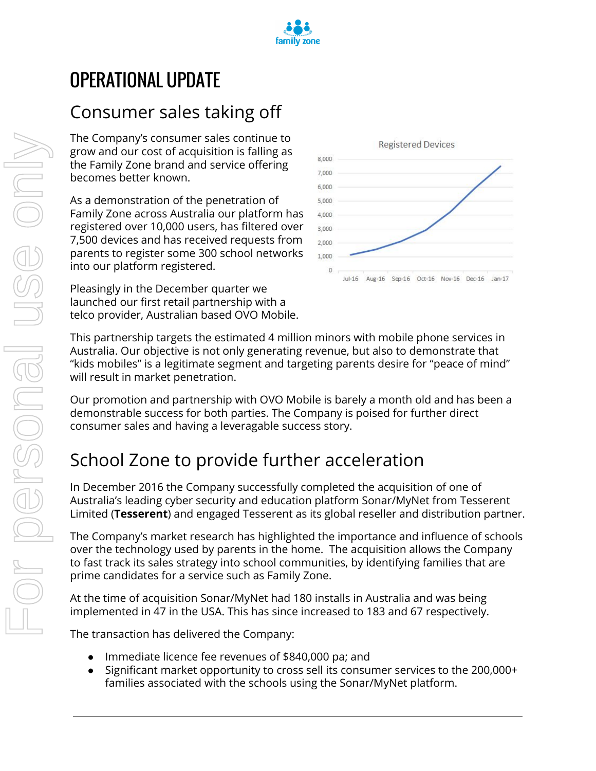# OPERATIONAL UPDATE

## Consumer sales taking off

The Company's consumer sales continue to grow and our cost of acquisition is falling as the Family Zone brand and service offering becomes better known.

As a demonstration of the penetration of Family Zone across Australia our platform has registered over 10,000 users, has filtered over 7,500 devices and has received requests from parents to register some 300 school networks into our platform registered.

Pleasingly in the December quarter we launched our first retail partnership with a telco provider, Australian based OVO Mobile.

This partnership targets the estimated 4 million minors with mobile phone services in Australia. Our objective is not only generating revenue, but also to demonstrate that "kids mobiles" is a legitimate segment and targeting parents desire for "peace of mind" will result in market penetration.

Our promotion and partnership with OVO Mobile is barely a month old and has been a demonstrable success for both parties. The Company is poised for further direct consumer sales and having a leveragable success story.

## School Zone to provide further acceleration

In December 2016 the Company successfully completed the acquisition of one of Australia's leading cyber security and education platform Sonar/MyNet from Tesserent Limited (**Tesserent**) and engaged Tesserent as its global reseller and distribution partner.

The Company's market research has highlighted the importance and influence of schools over the technology used by parents in the home. The acquisition allows the Company to fast track its sales strategy into school communities, by identifying families that are prime candidates for a service such as Family Zone.

At the time of acquisition Sonar/MyNet had 180 installs in Australia and was being implemented in 47 in the USA. This has since increased to 183 and 67 respectively.

The transaction has delivered the Company:

- Immediate licence fee revenues of $840,000 pa; and
- Significant market opportunity to cross sell its consumer services to the 200,000+ families associated with the schools using the Sonar/MyNet platform.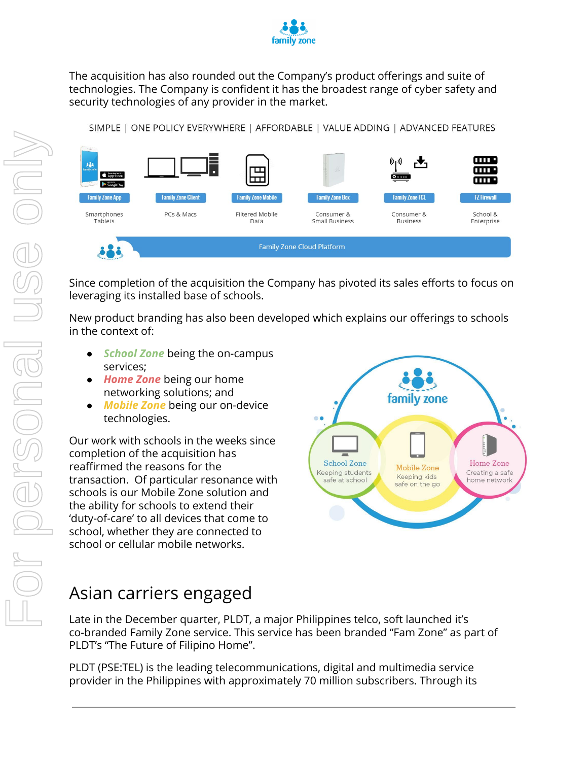The acquisition has also rounded out the Company's product offerings and suite of technologies. The Company is confident it has the broadest range of cyber safety and security technologies of any provider in the market.

SIMPLE | ONE POLICY EVERYWHERE | AFFORDABLE | VALUE ADDING | ADVANCED FEATURES

| Family Zone App | Family Zone Client | Family Zone Mobile | Family Zone Box | Family Zone FCL | FZ Firewall |
|---|---|---|---|---|---|
| Smartphones Tablets | PCs & Macs | Filtered Mobile Data | Consumer & Small Business | Consumer & Business | School & Enterprise |

Family Zone Cloud Platform

Since completion of the acquisition the Company has pivoted its sales efforts to focus on leveraging its installed base of schools.

New product branding has also been developed which explains our offerings to schools in the context of:

- ***School Zone*** being the on-campus services;
- ***Home Zone*** being our home networking solutions; and
- ***Mobile Zone*** being our on-device technologies.

Our work with schools in the weeks since completion of the acquisition has reaffirmed the reasons for the transaction. Of particular resonance with schools is our Mobile Zone solution and the ability for schools to extend their 'duty-of-care' to all devices that come to school, whether they are connected to school or cellular mobile networks.

family zone

School Zone – Keeping students safe at school

Mobile Zone – Keeping kids safe on the go

Home Zone – Creating a safe home network

## Asian carriers engaged

Late in the December quarter, PLDT, a major Philippines telco, soft launched it's co-branded Family Zone service. This service has been branded "Fam Zone" as part of PLDT's "The Future of Filipino Home".

PLDT (PSE:TEL) is the leading telecommunications, digital and multimedia service provider in the Philippines with approximately 70 million subscribers. Through its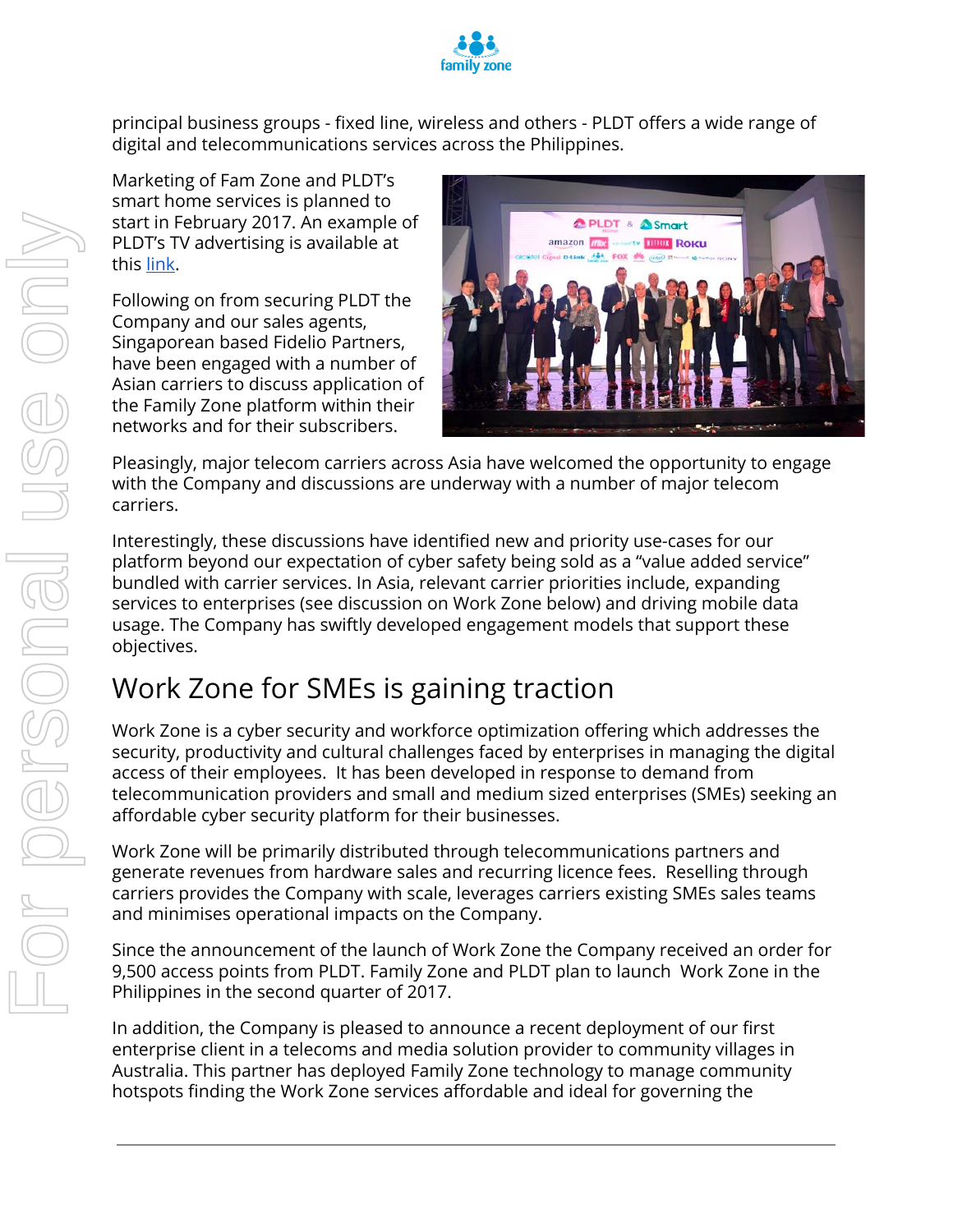principal business groups - fixed line, wireless and others - PLDT offers a wide range of digital and telecommunications services across the Philippines.

Marketing of Fam Zone and PLDT's smart home services is planned to start in February 2017. An example of PLDT's TV advertising is available at this link.

Following on from securing PLDT the Company and our sales agents, Singaporean based Fidelio Partners, have been engaged with a number of Asian carriers to discuss application of the Family Zone platform within their networks and for their subscribers.

Pleasingly, major telecom carriers across Asia have welcomed the opportunity to engage with the Company and discussions are underway with a number of major telecom carriers.

Interestingly, these discussions have identified new and priority use-cases for our platform beyond our expectation of cyber safety being sold as a "value added service" bundled with carrier services. In Asia, relevant carrier priorities include, expanding services to enterprises (see discussion on Work Zone below) and driving mobile data usage. The Company has swiftly developed engagement models that support these objectives.

## Work Zone for SMEs is gaining traction

Work Zone is a cyber security and workforce optimization offering which addresses the security, productivity and cultural challenges faced by enterprises in managing the digital access of their employees. It has been developed in response to demand from telecommunication providers and small and medium sized enterprises (SMEs) seeking an affordable cyber security platform for their businesses.

Work Zone will be primarily distributed through telecommunications partners and generate revenues from hardware sales and recurring licence fees. Reselling through carriers provides the Company with scale, leverages carriers existing SMEs sales teams and minimises operational impacts on the Company.

Since the announcement of the launch of Work Zone the Company received an order for 9,500 access points from PLDT. Family Zone and PLDT plan to launch Work Zone in the Philippines in the second quarter of 2017.

In addition, the Company is pleased to announce a recent deployment of our first enterprise client in a telecoms and media solution provider to community villages in Australia. This partner has deployed Family Zone technology to manage community hotspots finding the Work Zone services affordable and ideal for governing the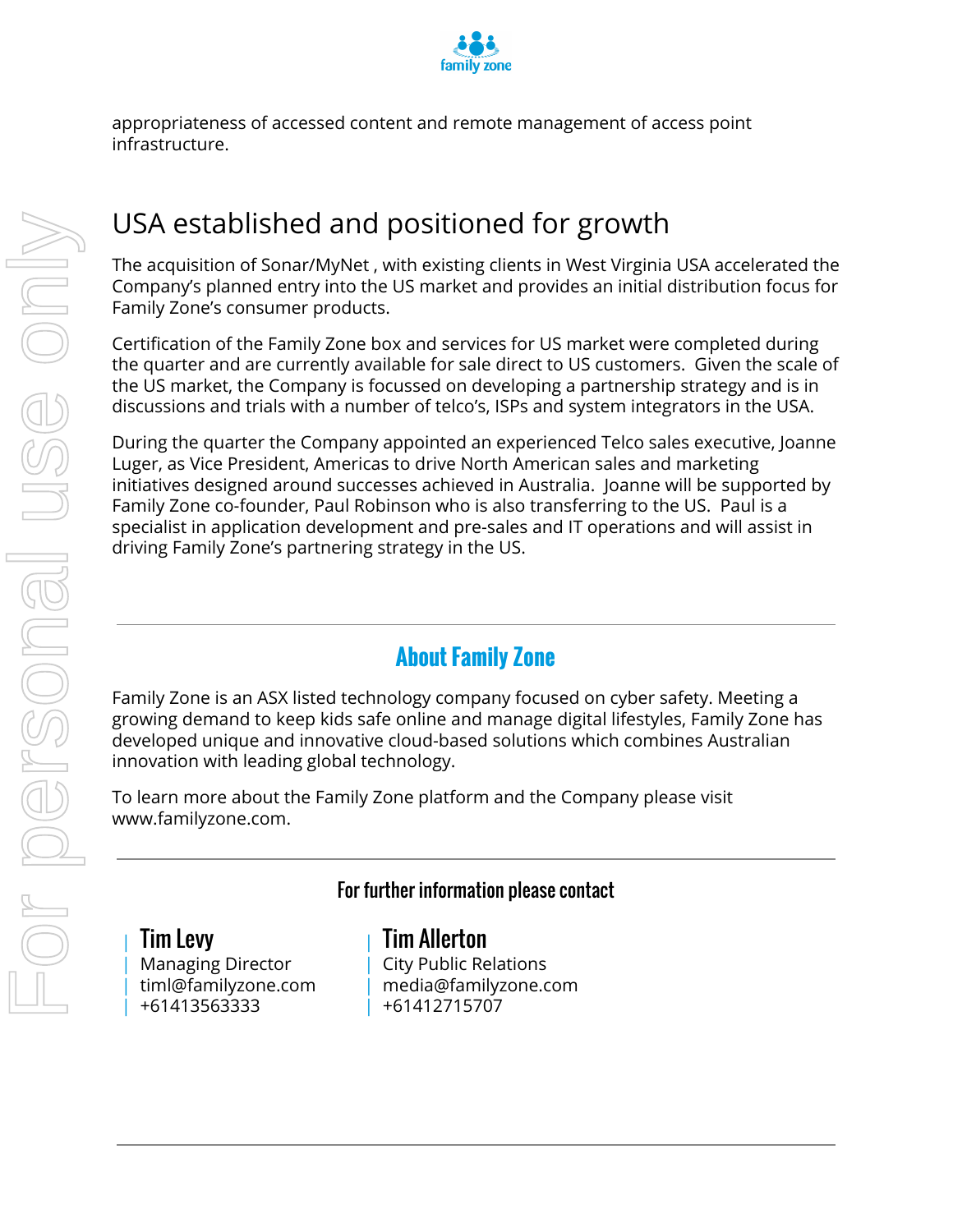appropriateness of accessed content and remote management of access point infrastructure.

## USA established and positioned for growth

The acquisition of Sonar/MyNet , with existing clients in West Virginia USA accelerated the Company's planned entry into the US market and provides an initial distribution focus for Family Zone's consumer products.

Certification of the Family Zone box and services for US market were completed during the quarter and are currently available for sale direct to US customers. Given the scale of the US market, the Company is focussed on developing a partnership strategy and is in discussions and trials with a number of telco's, ISPs and system integrators in the USA.

During the quarter the Company appointed an experienced Telco sales executive, Joanne Luger, as Vice President, Americas to drive North American sales and marketing initiatives designed around successes achieved in Australia. Joanne will be supported by Family Zone co-founder, Paul Robinson who is also transferring to the US. Paul is a specialist in application development and pre-sales and IT operations and will assist in driving Family Zone's partnering strategy in the US.

---

## About Family Zone

Family Zone is an ASX listed technology company focused on cyber safety. Meeting a growing demand to keep kids safe online and manage digital lifestyles, Family Zone has developed unique and innovative cloud-based solutions which combines Australian innovation with leading global technology.

To learn more about the Family Zone platform and the Company please visit www.familyzone.com.

---

### For further information please contact

**Tim Levy**
Managing Director
timl@familyzone.com
+61413563333

**Tim Allerton**
City Public Relations
media@familyzone.com
+61412715707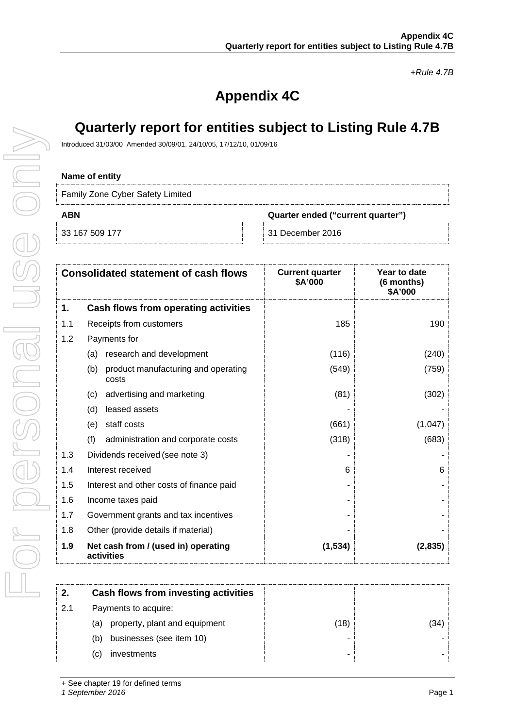*+Rule 4.7B*

# Appendix 4C

# Quarterly report for entities subject to Listing Rule 4.7B

Introduced 31/03/00 Amended 30/09/01, 24/10/05, 17/12/10, 01/09/16

**Name of entity**

Family Zone Cyber Safety Limited

| ABN | Quarter ended ("current quarter") |
|---|---|
| 33 167 509 177 | 31 December 2016 |

| | Consolidated statement of cash flows | Current quarter $A'000 | Year to date (6 months) $A'000 |
|---|---|---|---|
| **1.** | **Cash flows from operating activities** | | |
| 1.1 | Receipts from customers | 185 | 190 |
| 1.2 | Payments for | | |
| | (a) research and development | (116) | (240) |
| | (b) product manufacturing and operating costs | (549) | (759) |
| | (c) advertising and marketing | (81) | (302) |
| | (d) leased assets | - | - |
| | (e) staff costs | (661) | (1,047) |
| | (f) administration and corporate costs | (318) | (683) |
| 1.3 | Dividends received (see note 3) | - | - |
| 1.4 | Interest received | 6 | 6 |
| 1.5 | Interest and other costs of finance paid | - | - |
| 1.6 | Income taxes paid | - | - |
| 1.7 | Government grants and tax incentives | - | - |
| 1.8 | Other (provide details if material) | - | - |
| **1.9** | **Net cash from / (used in) operating activities** | **(1,534)** | **(2,835)** |

| | | | |
|---|---|---|---|
| **2.** | **Cash flows from investing activities** | | |
| 2.1 | Payments to acquire: | | |
| | (a) property, plant and equipment | (18) | (34) |
| | (b) businesses (see item 10) | - | - |
| | (c) investments | - | - |

+ See chapter 19 for defined terms
*1 September 2016*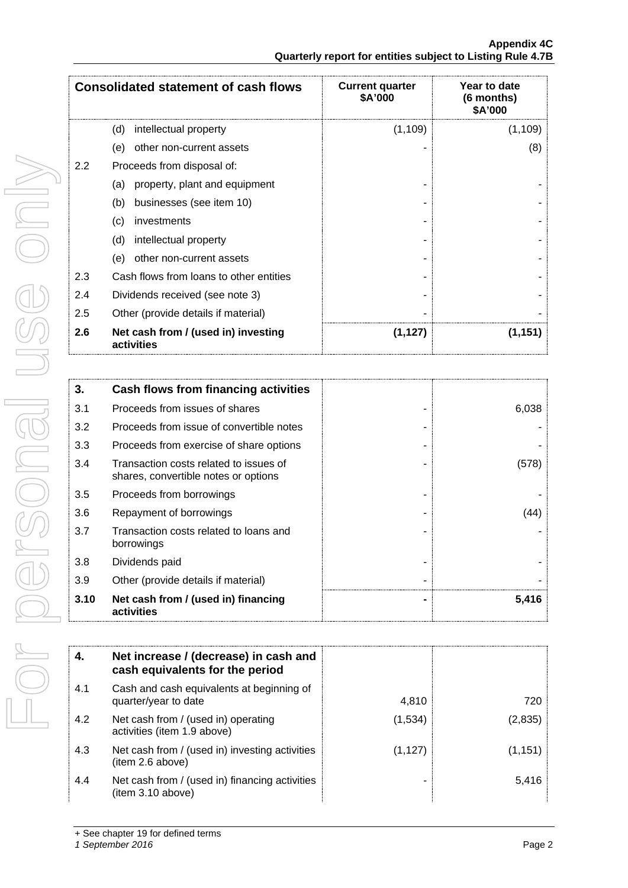| Consolidated statement of cash flows | | Current quarter $A'000 | Year to date (6 months) $A'000 |
|---|---|---|---|
| | (d) intellectual property | (1,109) | (1,109) |
| | (e) other non-current assets | - | (8) |
| 2.2 | Proceeds from disposal of: | | |
| | (a) property, plant and equipment | - | - |
| | (b) businesses (see item 10) | - | - |
| | (c) investments | - | - |
| | (d) intellectual property | - | - |
| | (e) other non-current assets | - | - |
| 2.3 | Cash flows from loans to other entities | - | - |
| 2.4 | Dividends received (see note 3) | - | - |
| 2.5 | Other (provide details if material) | - | - |
| **2.6** | **Net cash from / (used in) investing activities** | **(1,127)** | **(1,151)** |

| **3.** | **Cash flows from financing activities** | | |
|---|---|---|---|
| 3.1 | Proceeds from issues of shares | - | 6,038 |
| 3.2 | Proceeds from issue of convertible notes | - | - |
| 3.3 | Proceeds from exercise of share options | - | - |
| 3.4 | Transaction costs related to issues of shares, convertible notes or options | - | (578) |
| 3.5 | Proceeds from borrowings | - | - |
| 3.6 | Repayment of borrowings | - | (44) |
| 3.7 | Transaction costs related to loans and borrowings | - | - |
| 3.8 | Dividends paid | - | - |
| 3.9 | Other (provide details if material) | - | - |
| **3.10** | **Net cash from / (used in) financing activities** | **-** | **5,416** |

| **4.** | **Net increase / (decrease) in cash and cash equivalents for the period** | | |
|---|---|---|---|
| 4.1 | Cash and cash equivalents at beginning of quarter/year to date | 4,810 | 720 |
| 4.2 | Net cash from / (used in) operating activities (item 1.9 above) | (1,534) | (2,835) |
| 4.3 | Net cash from / (used in) investing activities (item 2.6 above) | (1,127) | (1,151) |
| 4.4 | Net cash from / (used in) financing activities (item 3.10 above) | - | 5,416 |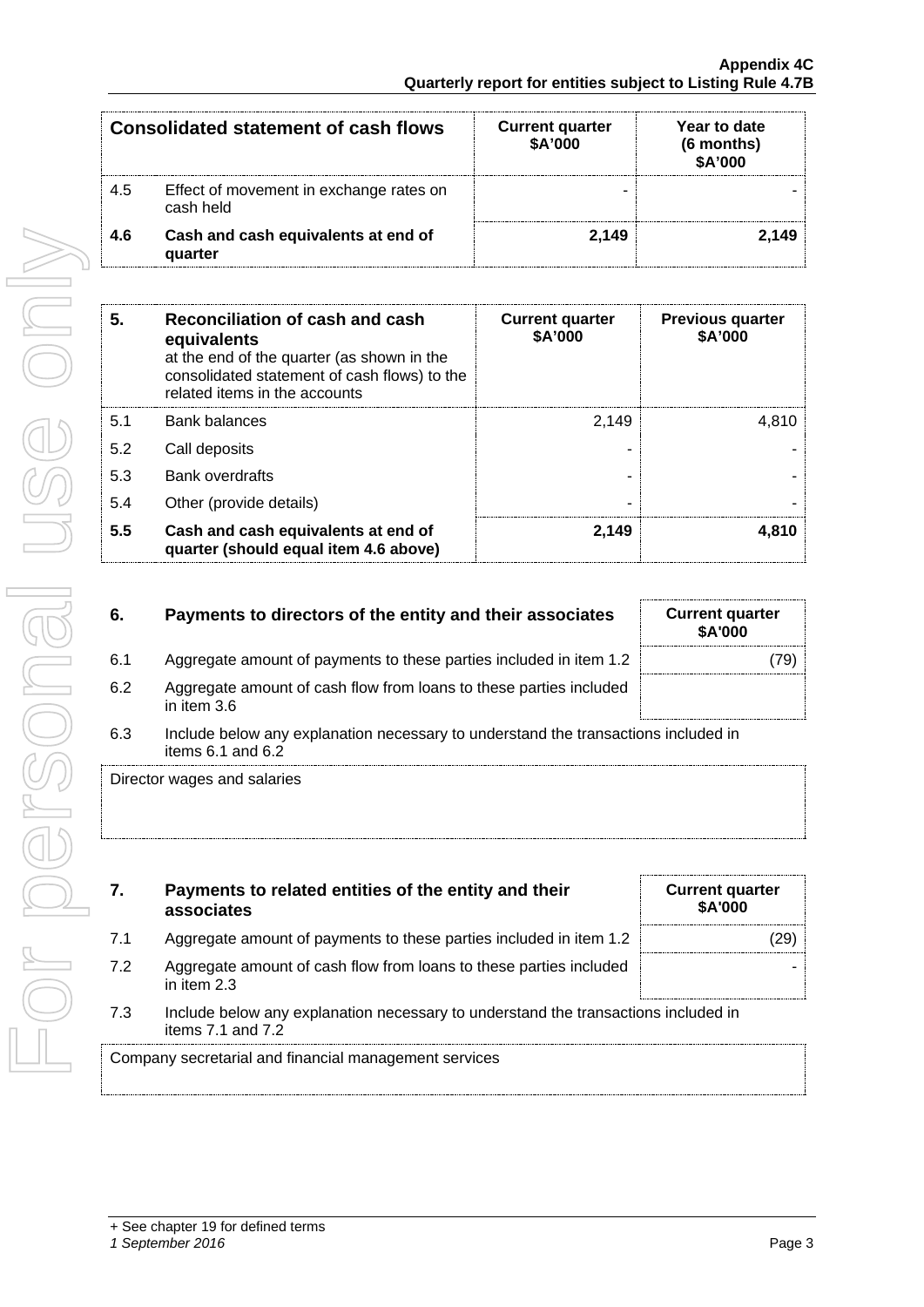| Consolidated statement of cash flows | | Current quarter $A'000 | Year to date (6 months) $A'000 |
|---|---|---|---|
| 4.5 | Effect of movement in exchange rates on cash held | - | - |
| **4.6** | **Cash and cash equivalents at end of quarter** | **2,149** | **2,149** |

| **5.** | **Reconciliation of cash and cash equivalents** at the end of the quarter (as shown in the consolidated statement of cash flows) to the related items in the accounts | **Current quarter $A'000** | **Previous quarter $A'000** |
|---|---|---|---|
| 5.1 | Bank balances | 2,149 | 4,810 |
| 5.2 | Call deposits | - | - |
| 5.3 | Bank overdrafts | - | - |
| 5.4 | Other (provide details) | - | - |
| **5.5** | **Cash and cash equivalents at end of quarter (should equal item 4.6 above)** | **2,149** | **4,810** |

| **6.** | **Payments to directors of the entity and their associates** | **Current quarter $A'000** |
|---|---|---|
| 6.1 | Aggregate amount of payments to these parties included in item 1.2 | (79) |
| 6.2 | Aggregate amount of cash flow from loans to these parties included in item 3.6 | |

6.3 Include below any explanation necessary to understand the transactions included in items 6.1 and 6.2

Director wages and salaries

| **7.** | **Payments to related entities of the entity and their associates** | **Current quarter $A'000** |
|---|---|---|
| 7.1 | Aggregate amount of payments to these parties included in item 1.2 | (29) |
| 7.2 | Aggregate amount of cash flow from loans to these parties included in item 2.3 | - |

7.3 Include below any explanation necessary to understand the transactions included in items 7.1 and 7.2

Company secretarial and financial management services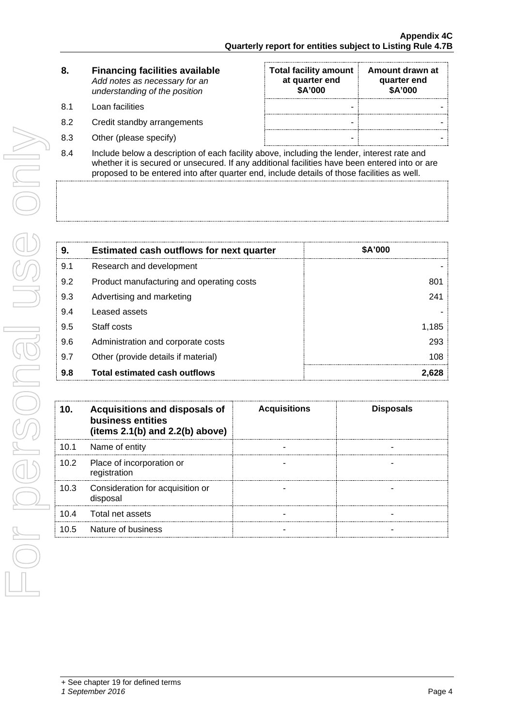| 8. | Financing facilities available *Add notes as necessary for an understanding of the position* | Total facility amount at quarter end $A'000 | Amount drawn at quarter end $A'000 |
|---|---|---|---|
| 8.1 | Loan facilities | - | - |
| 8.2 | Credit standby arrangements | - | - |
| 8.3 | Other (please specify) | - | - |

8.4 Include below a description of each facility above, including the lender, interest rate and whether it is secured or unsecured. If any additional facilities have been entered into or are proposed to be entered into after quarter end, include details of those facilities as well.

| 9. | Estimated cash outflows for next quarter | $A'000 |
|---|---|---|
| 9.1 | Research and development | - |
| 9.2 | Product manufacturing and operating costs | 801 |
| 9.3 | Advertising and marketing | 241 |
| 9.4 | Leased assets | - |
| 9.5 | Staff costs | 1,185 |
| 9.6 | Administration and corporate costs | 293 |
| 9.7 | Other (provide details if material) | 108 |
| **9.8** | **Total estimated cash outflows** | **2,628** |

| 10. | Acquisitions and disposals of business entities (items 2.1(b) and 2.2(b) above) | Acquisitions | Disposals |
|---|---|---|---|
| 10.1 | Name of entity | - | - |
| 10.2 | Place of incorporation or registration | - | - |
| 10.3 | Consideration for acquisition or disposal | - | - |
| 10.4 | Total net assets | - | - |
| 10.5 | Nature of business | - | - |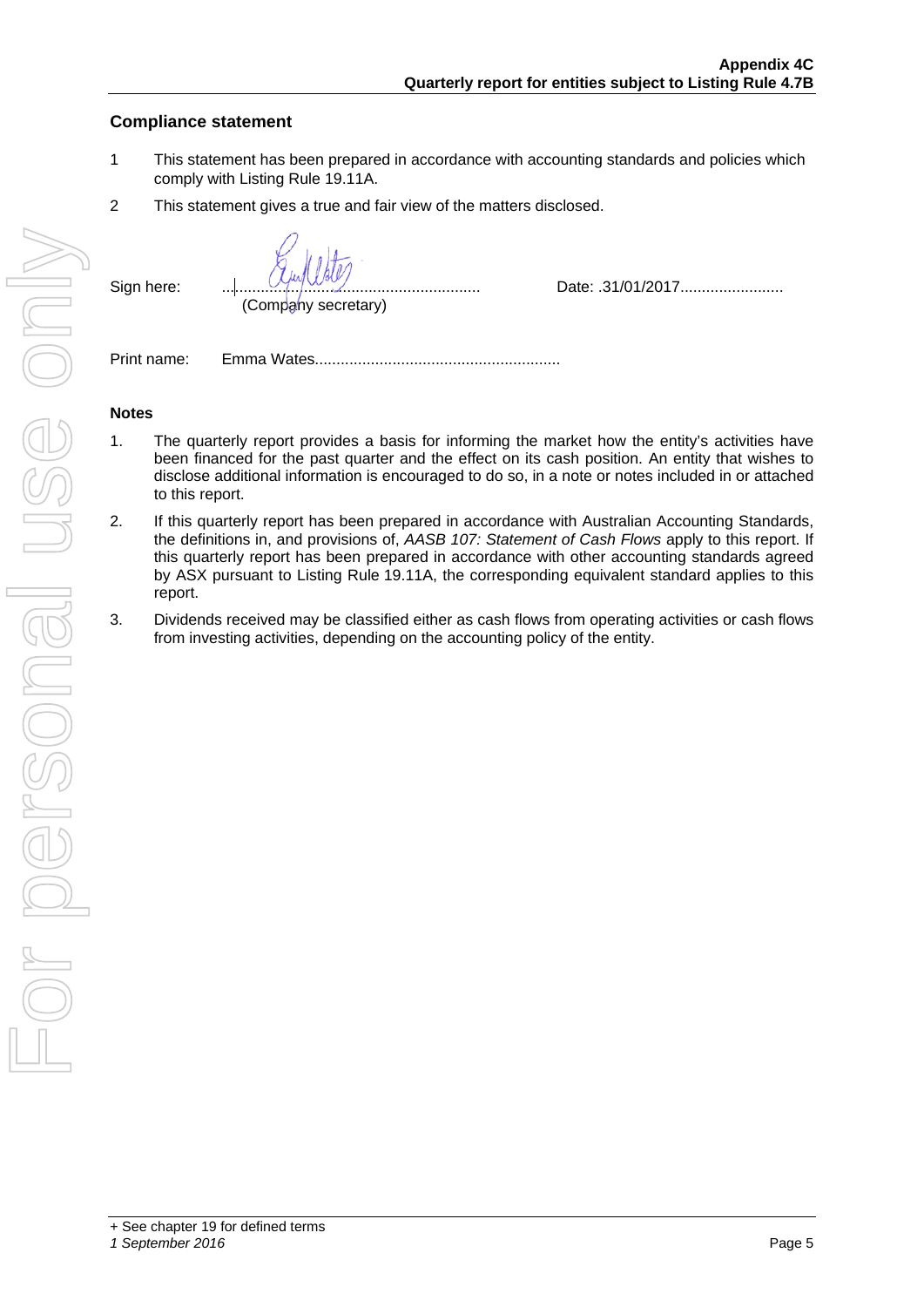## Compliance statement

1 This statement has been prepared in accordance with accounting standards and policies which comply with Listing Rule 19.11A.

2 This statement gives a true and fair view of the matters disclosed.

Sign here: ............................................................ Date: .31/01/2017........................
(Company secretary)

Print name: Emma Wates.........................................................

### Notes

1. The quarterly report provides a basis for informing the market how the entity's activities have been financed for the past quarter and the effect on its cash position. An entity that wishes to disclose additional information is encouraged to do so, in a note or notes included in or attached to this report.

2. If this quarterly report has been prepared in accordance with Australian Accounting Standards, the definitions in, and provisions of, *AASB 107: Statement of Cash Flows* apply to this report. If this quarterly report has been prepared in accordance with other accounting standards agreed by ASX pursuant to Listing Rule 19.11A, the corresponding equivalent standard applies to this report.

3. Dividends received may be classified either as cash flows from operating activities or cash flows from investing activities, depending on the accounting policy of the entity.